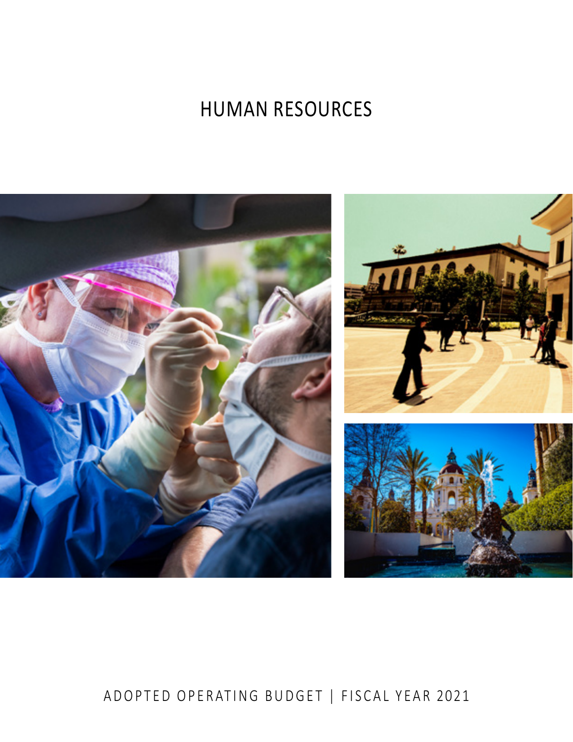# HUMAN RESOURCES

ADOPTED OPERATING BUDGET | FISCAL YEAR 2021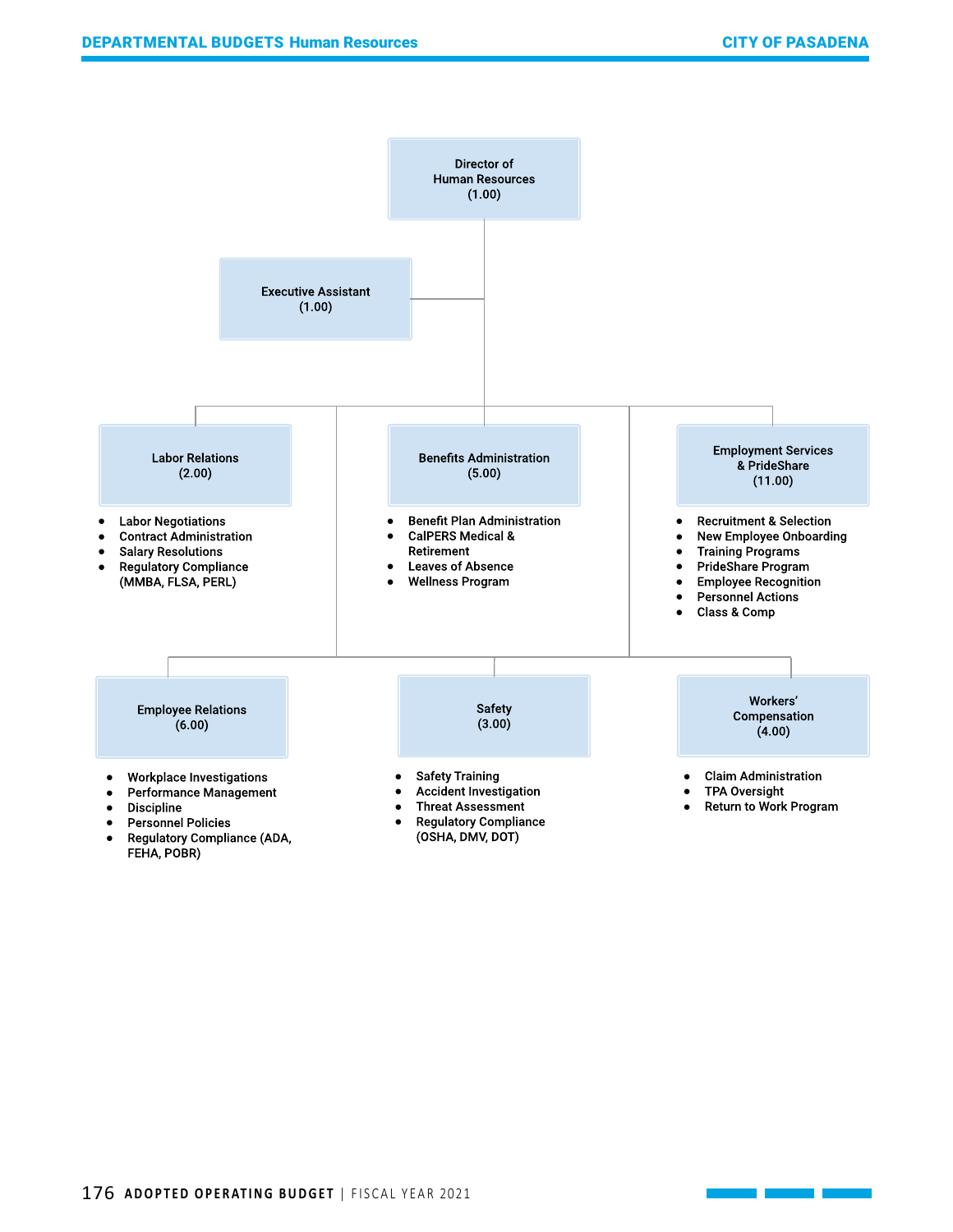**Director of Human Resources (1.00)**

**Executive Assistant (1.00)**

**Labor Relations (2.00)**

- Labor Negotiations
- Contract Administration
- Salary Resolutions
- Regulatory Compliance (MMBA, FLSA, PERL)

**Benefits Administration (5.00)**

- Benefit Plan Administration
- CalPERS Medical & Retirement
- Leaves of Absence
- Wellness Program

**Employment Services & PrideShare (11.00)**

- Recruitment & Selection
- New Employee Onboarding
- Training Programs
- PrideShare Program
- Employee Recognition
- Personnel Actions
- Class & Comp

**Employee Relations (6.00)**

- Workplace Investigations
- Performance Management
- Discipline
- Personnel Policies
- Regulatory Compliance (ADA, FEHA, POBR)

**Safety (3.00)**

- Safety Training
- Accident Investigation
- Threat Assessment
- Regulatory Compliance (OSHA, DMV, DOT)

**Workers' Compensation (4.00)**

- Claim Administration
- TPA Oversight
- Return to Work Program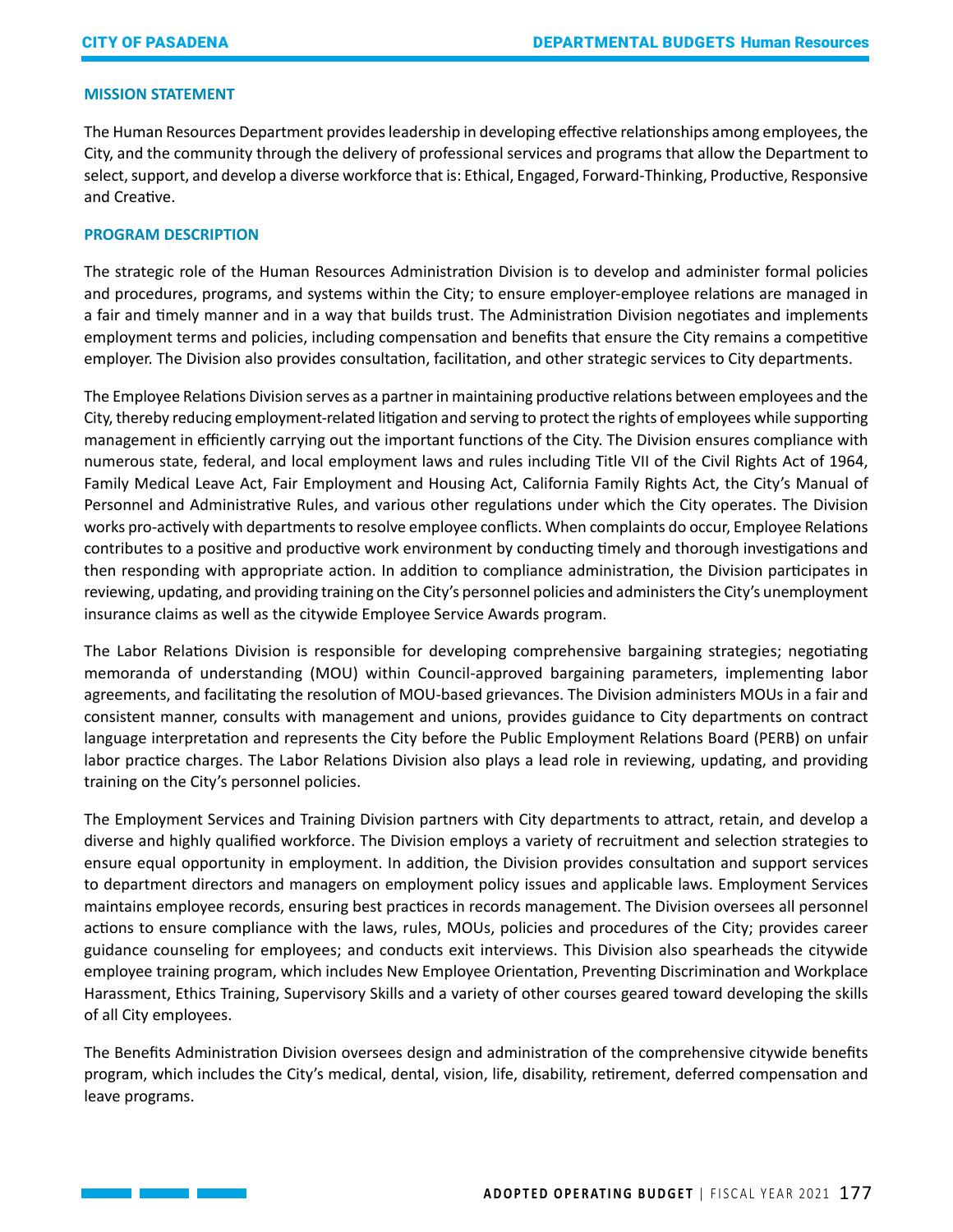## MISSION STATEMENT

The Human Resources Department provides leadership in developing effective relationships among employees, the City, and the community through the delivery of professional services and programs that allow the Department to select, support, and develop a diverse workforce that is: Ethical, Engaged, Forward-Thinking, Productive, Responsive and Creative.

## PROGRAM DESCRIPTION

The strategic role of the Human Resources Administration Division is to develop and administer formal policies and procedures, programs, and systems within the City; to ensure employer-employee relations are managed in a fair and timely manner and in a way that builds trust. The Administration Division negotiates and implements employment terms and policies, including compensation and benefits that ensure the City remains a competitive employer. The Division also provides consultation, facilitation, and other strategic services to City departments.

The Employee Relations Division serves as a partner in maintaining productive relations between employees and the City, thereby reducing employment-related litigation and serving to protect the rights of employees while supporting management in efficiently carrying out the important functions of the City. The Division ensures compliance with numerous state, federal, and local employment laws and rules including Title VII of the Civil Rights Act of 1964, Family Medical Leave Act, Fair Employment and Housing Act, California Family Rights Act, the City's Manual of Personnel and Administrative Rules, and various other regulations under which the City operates. The Division works pro-actively with departments to resolve employee conflicts. When complaints do occur, Employee Relations contributes to a positive and productive work environment by conducting timely and thorough investigations and then responding with appropriate action. In addition to compliance administration, the Division participates in reviewing, updating, and providing training on the City's personnel policies and administers the City's unemployment insurance claims as well as the citywide Employee Service Awards program.

The Labor Relations Division is responsible for developing comprehensive bargaining strategies; negotiating memoranda of understanding (MOU) within Council-approved bargaining parameters, implementing labor agreements, and facilitating the resolution of MOU-based grievances. The Division administers MOUs in a fair and consistent manner, consults with management and unions, provides guidance to City departments on contract language interpretation and represents the City before the Public Employment Relations Board (PERB) on unfair labor practice charges. The Labor Relations Division also plays a lead role in reviewing, updating, and providing training on the City's personnel policies.

The Employment Services and Training Division partners with City departments to attract, retain, and develop a diverse and highly qualified workforce. The Division employs a variety of recruitment and selection strategies to ensure equal opportunity in employment. In addition, the Division provides consultation and support services to department directors and managers on employment policy issues and applicable laws. Employment Services maintains employee records, ensuring best practices in records management. The Division oversees all personnel actions to ensure compliance with the laws, rules, MOUs, policies and procedures of the City; provides career guidance counseling for employees; and conducts exit interviews. This Division also spearheads the citywide employee training program, which includes New Employee Orientation, Preventing Discrimination and Workplace Harassment, Ethics Training, Supervisory Skills and a variety of other courses geared toward developing the skills of all City employees.

The Benefits Administration Division oversees design and administration of the comprehensive citywide benefits program, which includes the City's medical, dental, vision, life, disability, retirement, deferred compensation and leave programs.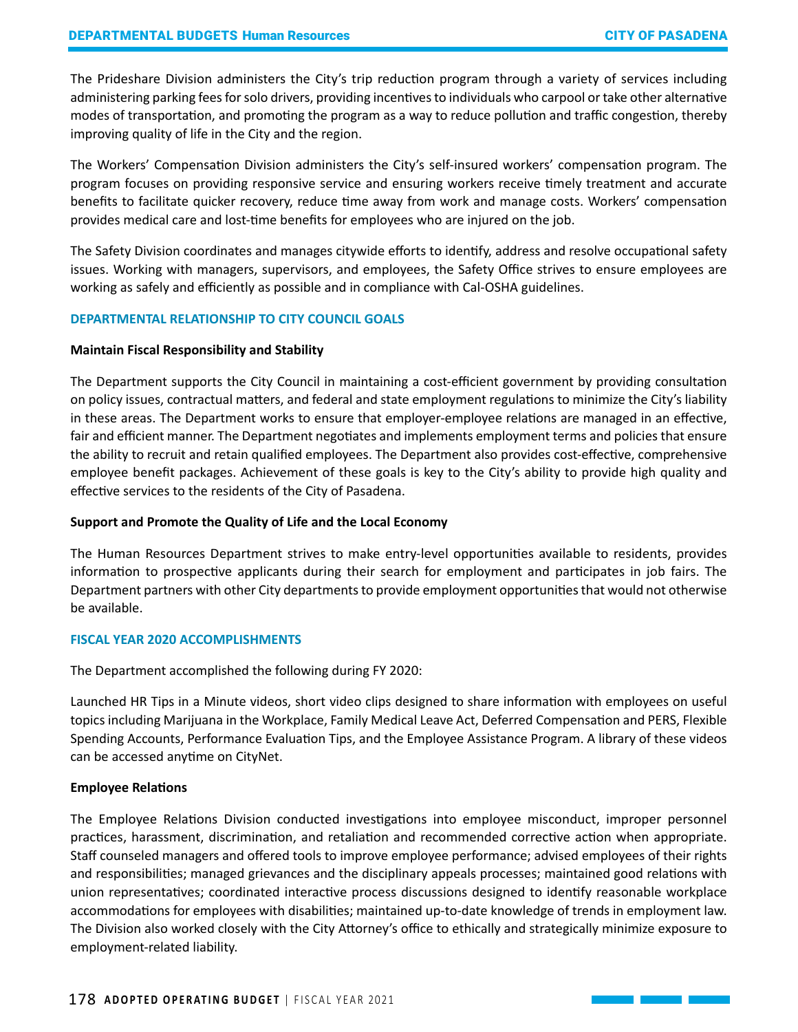The Prideshare Division administers the City's trip reduction program through a variety of services including administering parking fees for solo drivers, providing incentives to individuals who carpool or take other alternative modes of transportation, and promoting the program as a way to reduce pollution and traffic congestion, thereby improving quality of life in the City and the region.

The Workers' Compensation Division administers the City's self-insured workers' compensation program. The program focuses on providing responsive service and ensuring workers receive timely treatment and accurate benefits to facilitate quicker recovery, reduce time away from work and manage costs. Workers' compensation provides medical care and lost-time benefits for employees who are injured on the job.

The Safety Division coordinates and manages citywide efforts to identify, address and resolve occupational safety issues. Working with managers, supervisors, and employees, the Safety Office strives to ensure employees are working as safely and efficiently as possible and in compliance with Cal-OSHA guidelines.

## DEPARTMENTAL RELATIONSHIP TO CITY COUNCIL GOALS

**Maintain Fiscal Responsibility and Stability**

The Department supports the City Council in maintaining a cost-efficient government by providing consultation on policy issues, contractual matters, and federal and state employment regulations to minimize the City's liability in these areas. The Department works to ensure that employer-employee relations are managed in an effective, fair and efficient manner. The Department negotiates and implements employment terms and policies that ensure the ability to recruit and retain qualified employees. The Department also provides cost-effective, comprehensive employee benefit packages. Achievement of these goals is key to the City's ability to provide high quality and effective services to the residents of the City of Pasadena.

**Support and Promote the Quality of Life and the Local Economy**

The Human Resources Department strives to make entry-level opportunities available to residents, provides information to prospective applicants during their search for employment and participates in job fairs. The Department partners with other City departments to provide employment opportunities that would not otherwise be available.

## FISCAL YEAR 2020 ACCOMPLISHMENTS

The Department accomplished the following during FY 2020:

Launched HR Tips in a Minute videos, short video clips designed to share information with employees on useful topics including Marijuana in the Workplace, Family Medical Leave Act, Deferred Compensation and PERS, Flexible Spending Accounts, Performance Evaluation Tips, and the Employee Assistance Program. A library of these videos can be accessed anytime on CityNet.

**Employee Relations**

The Employee Relations Division conducted investigations into employee misconduct, improper personnel practices, harassment, discrimination, and retaliation and recommended corrective action when appropriate. Staff counseled managers and offered tools to improve employee performance; advised employees of their rights and responsibilities; managed grievances and the disciplinary appeals processes; maintained good relations with union representatives; coordinated interactive process discussions designed to identify reasonable workplace accommodations for employees with disabilities; maintained up-to-date knowledge of trends in employment law. The Division also worked closely with the City Attorney's office to ethically and strategically minimize exposure to employment-related liability.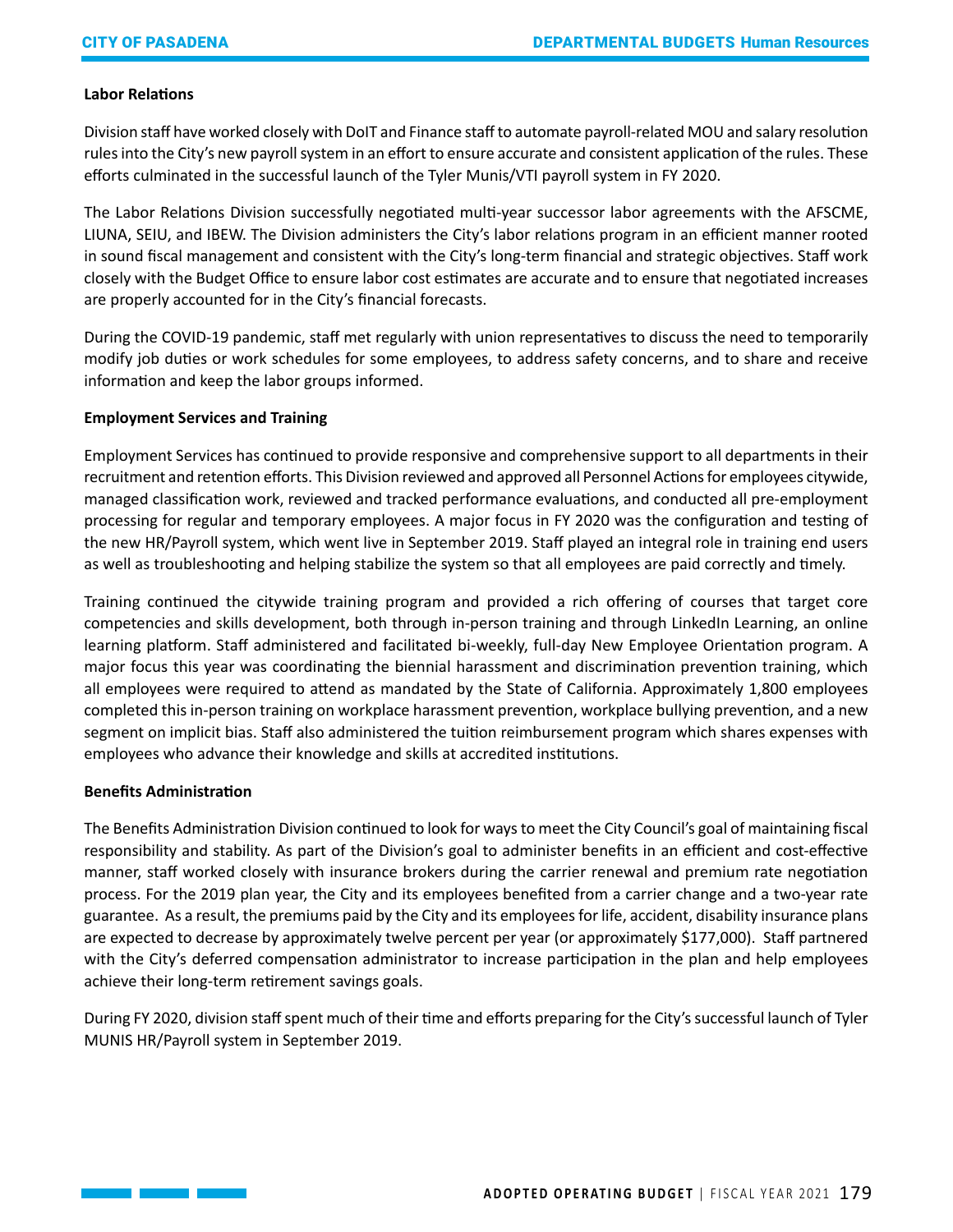### Labor Relations

Division staff have worked closely with DoIT and Finance staff to automate payroll-related MOU and salary resolution rules into the City's new payroll system in an effort to ensure accurate and consistent application of the rules. These efforts culminated in the successful launch of the Tyler Munis/VTI payroll system in FY 2020.

The Labor Relations Division successfully negotiated multi-year successor labor agreements with the AFSCME, LIUNA, SEIU, and IBEW. The Division administers the City's labor relations program in an efficient manner rooted in sound fiscal management and consistent with the City's long-term financial and strategic objectives. Staff work closely with the Budget Office to ensure labor cost estimates are accurate and to ensure that negotiated increases are properly accounted for in the City's financial forecasts.

During the COVID-19 pandemic, staff met regularly with union representatives to discuss the need to temporarily modify job duties or work schedules for some employees, to address safety concerns, and to share and receive information and keep the labor groups informed.

### Employment Services and Training

Employment Services has continued to provide responsive and comprehensive support to all departments in their recruitment and retention efforts. This Division reviewed and approved all Personnel Actions for employees citywide, managed classification work, reviewed and tracked performance evaluations, and conducted all pre-employment processing for regular and temporary employees. A major focus in FY 2020 was the configuration and testing of the new HR/Payroll system, which went live in September 2019. Staff played an integral role in training end users as well as troubleshooting and helping stabilize the system so that all employees are paid correctly and timely.

Training continued the citywide training program and provided a rich offering of courses that target core competencies and skills development, both through in-person training and through LinkedIn Learning, an online learning platform. Staff administered and facilitated bi-weekly, full-day New Employee Orientation program. A major focus this year was coordinating the biennial harassment and discrimination prevention training, which all employees were required to attend as mandated by the State of California. Approximately 1,800 employees completed this in-person training on workplace harassment prevention, workplace bullying prevention, and a new segment on implicit bias. Staff also administered the tuition reimbursement program which shares expenses with employees who advance their knowledge and skills at accredited institutions.

### Benefits Administration

The Benefits Administration Division continued to look for ways to meet the City Council's goal of maintaining fiscal responsibility and stability. As part of the Division's goal to administer benefits in an efficient and cost-effective manner, staff worked closely with insurance brokers during the carrier renewal and premium rate negotiation process. For the 2019 plan year, the City and its employees benefited from a carrier change and a two-year rate guarantee. As a result, the premiums paid by the City and its employees for life, accident, disability insurance plans are expected to decrease by approximately twelve percent per year (or approximately $177,000). Staff partnered with the City's deferred compensation administrator to increase participation in the plan and help employees achieve their long-term retirement savings goals.

During FY 2020, division staff spent much of their time and efforts preparing for the City's successful launch of Tyler MUNIS HR/Payroll system in September 2019.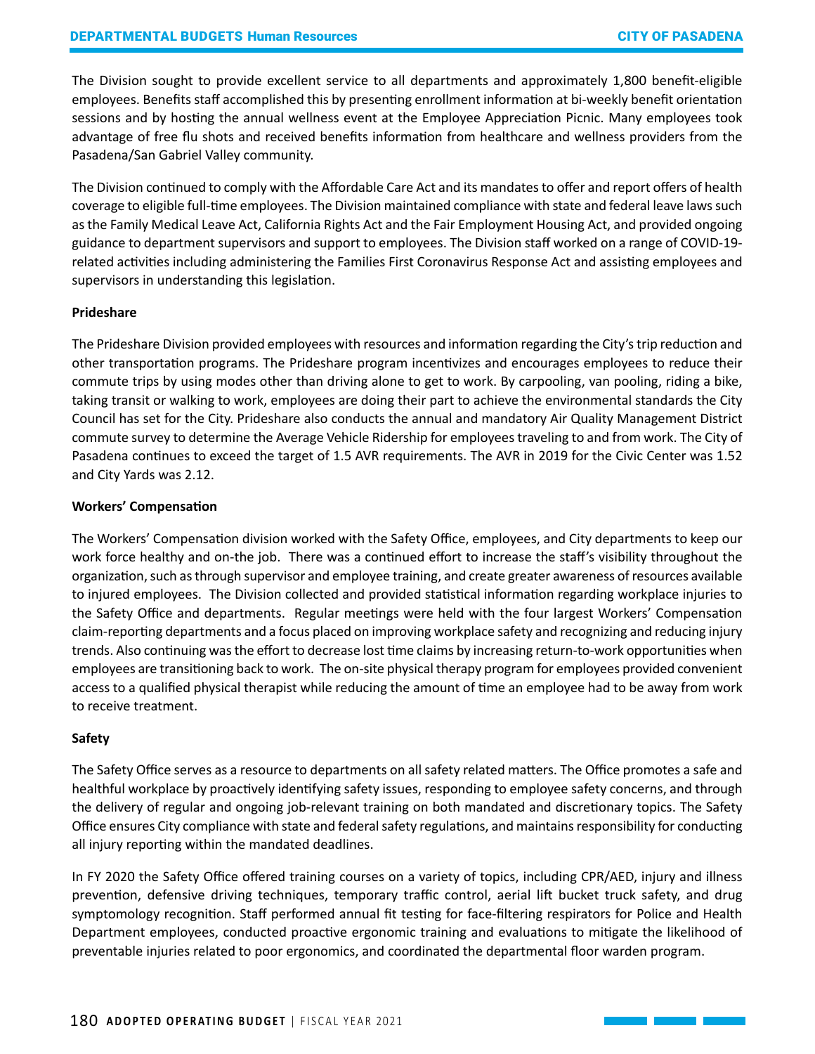The Division sought to provide excellent service to all departments and approximately 1,800 benefit-eligible employees. Benefits staff accomplished this by presenting enrollment information at bi-weekly benefit orientation sessions and by hosting the annual wellness event at the Employee Appreciation Picnic. Many employees took advantage of free flu shots and received benefits information from healthcare and wellness providers from the Pasadena/San Gabriel Valley community.

The Division continued to comply with the Affordable Care Act and its mandates to offer and report offers of health coverage to eligible full-time employees. The Division maintained compliance with state and federal leave laws such as the Family Medical Leave Act, California Rights Act and the Fair Employment Housing Act, and provided ongoing guidance to department supervisors and support to employees. The Division staff worked on a range of COVID-19-related activities including administering the Families First Coronavirus Response Act and assisting employees and supervisors in understanding this legislation.

**Prideshare**

The Prideshare Division provided employees with resources and information regarding the City's trip reduction and other transportation programs. The Prideshare program incentivizes and encourages employees to reduce their commute trips by using modes other than driving alone to get to work. By carpooling, van pooling, riding a bike, taking transit or walking to work, employees are doing their part to achieve the environmental standards the City Council has set for the City. Prideshare also conducts the annual and mandatory Air Quality Management District commute survey to determine the Average Vehicle Ridership for employees traveling to and from work. The City of Pasadena continues to exceed the target of 1.5 AVR requirements. The AVR in 2019 for the Civic Center was 1.52 and City Yards was 2.12.

**Workers' Compensation**

The Workers' Compensation division worked with the Safety Office, employees, and City departments to keep our work force healthy and on-the job. There was a continued effort to increase the staff's visibility throughout the organization, such as through supervisor and employee training, and create greater awareness of resources available to injured employees. The Division collected and provided statistical information regarding workplace injuries to the Safety Office and departments. Regular meetings were held with the four largest Workers' Compensation claim-reporting departments and a focus placed on improving workplace safety and recognizing and reducing injury trends. Also continuing was the effort to decrease lost time claims by increasing return-to-work opportunities when employees are transitioning back to work. The on-site physical therapy program for employees provided convenient access to a qualified physical therapist while reducing the amount of time an employee had to be away from work to receive treatment.

**Safety**

The Safety Office serves as a resource to departments on all safety related matters. The Office promotes a safe and healthful workplace by proactively identifying safety issues, responding to employee safety concerns, and through the delivery of regular and ongoing job-relevant training on both mandated and discretionary topics. The Safety Office ensures City compliance with state and federal safety regulations, and maintains responsibility for conducting all injury reporting within the mandated deadlines.

In FY 2020 the Safety Office offered training courses on a variety of topics, including CPR/AED, injury and illness prevention, defensive driving techniques, temporary traffic control, aerial lift bucket truck safety, and drug symptomology recognition. Staff performed annual fit testing for face-filtering respirators for Police and Health Department employees, conducted proactive ergonomic training and evaluations to mitigate the likelihood of preventable injuries related to poor ergonomics, and coordinated the departmental floor warden program.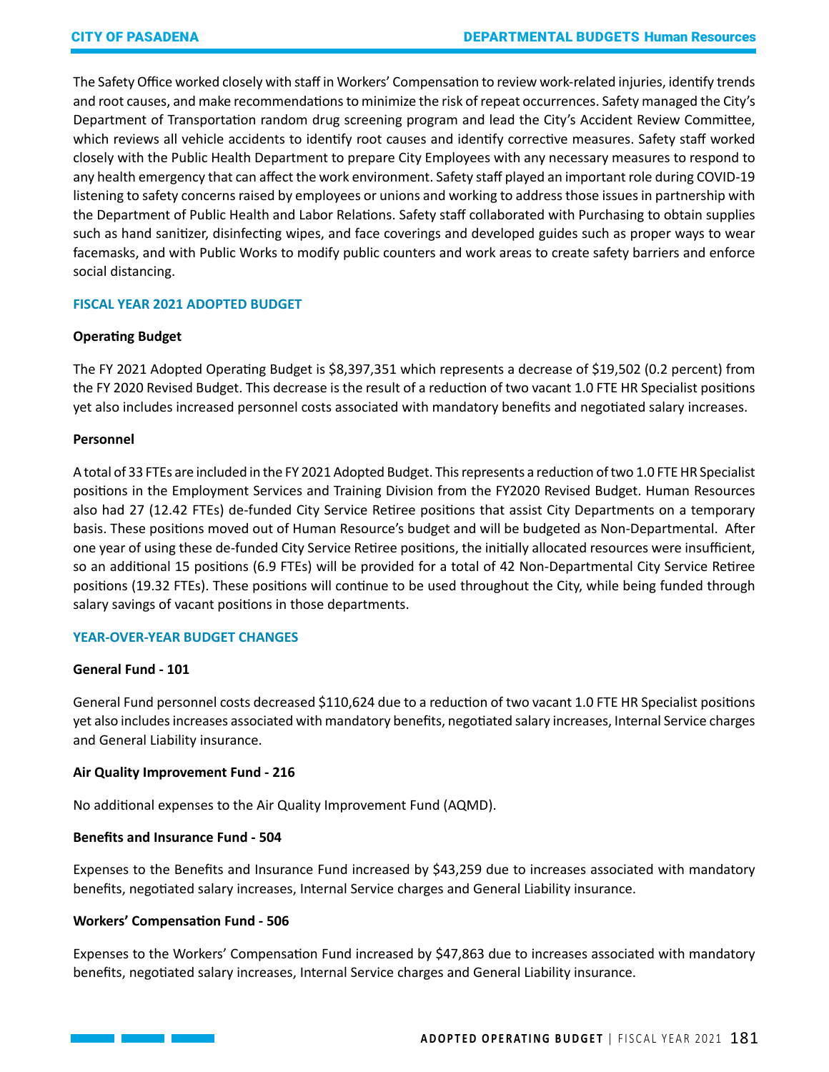The Safety Office worked closely with staff in Workers' Compensation to review work-related injuries, identify trends and root causes, and make recommendations to minimize the risk of repeat occurrences. Safety managed the City's Department of Transportation random drug screening program and lead the City's Accident Review Committee, which reviews all vehicle accidents to identify root causes and identify corrective measures. Safety staff worked closely with the Public Health Department to prepare City Employees with any necessary measures to respond to any health emergency that can affect the work environment. Safety staff played an important role during COVID-19 listening to safety concerns raised by employees or unions and working to address those issues in partnership with the Department of Public Health and Labor Relations. Safety staff collaborated with Purchasing to obtain supplies such as hand sanitizer, disinfecting wipes, and face coverings and developed guides such as proper ways to wear facemasks, and with Public Works to modify public counters and work areas to create safety barriers and enforce social distancing.

## FISCAL YEAR 2021 ADOPTED BUDGET

### Operating Budget

The FY 2021 Adopted Operating Budget is $8,397,351 which represents a decrease of $19,502 (0.2 percent) from the FY 2020 Revised Budget. This decrease is the result of a reduction of two vacant 1.0 FTE HR Specialist positions yet also includes increased personnel costs associated with mandatory benefits and negotiated salary increases.

### Personnel

A total of 33 FTEs are included in the FY 2021 Adopted Budget. This represents a reduction of two 1.0 FTE HR Specialist positions in the Employment Services and Training Division from the FY2020 Revised Budget. Human Resources also had 27 (12.42 FTEs) de-funded City Service Retiree positions that assist City Departments on a temporary basis. These positions moved out of Human Resource's budget and will be budgeted as Non-Departmental. After one year of using these de-funded City Service Retiree positions, the initially allocated resources were insufficient, so an additional 15 positions (6.9 FTEs) will be provided for a total of 42 Non-Departmental City Service Retiree positions (19.32 FTEs). These positions will continue to be used throughout the City, while being funded through salary savings of vacant positions in those departments.

## YEAR-OVER-YEAR BUDGET CHANGES

### General Fund - 101

General Fund personnel costs decreased $110,624 due to a reduction of two vacant 1.0 FTE HR Specialist positions yet also includes increases associated with mandatory benefits, negotiated salary increases, Internal Service charges and General Liability insurance.

### Air Quality Improvement Fund - 216

No additional expenses to the Air Quality Improvement Fund (AQMD).

### Benefits and Insurance Fund - 504

Expenses to the Benefits and Insurance Fund increased by $43,259 due to increases associated with mandatory benefits, negotiated salary increases, Internal Service charges and General Liability insurance.

### Workers' Compensation Fund - 506

Expenses to the Workers' Compensation Fund increased by $47,863 due to increases associated with mandatory benefits, negotiated salary increases, Internal Service charges and General Liability insurance.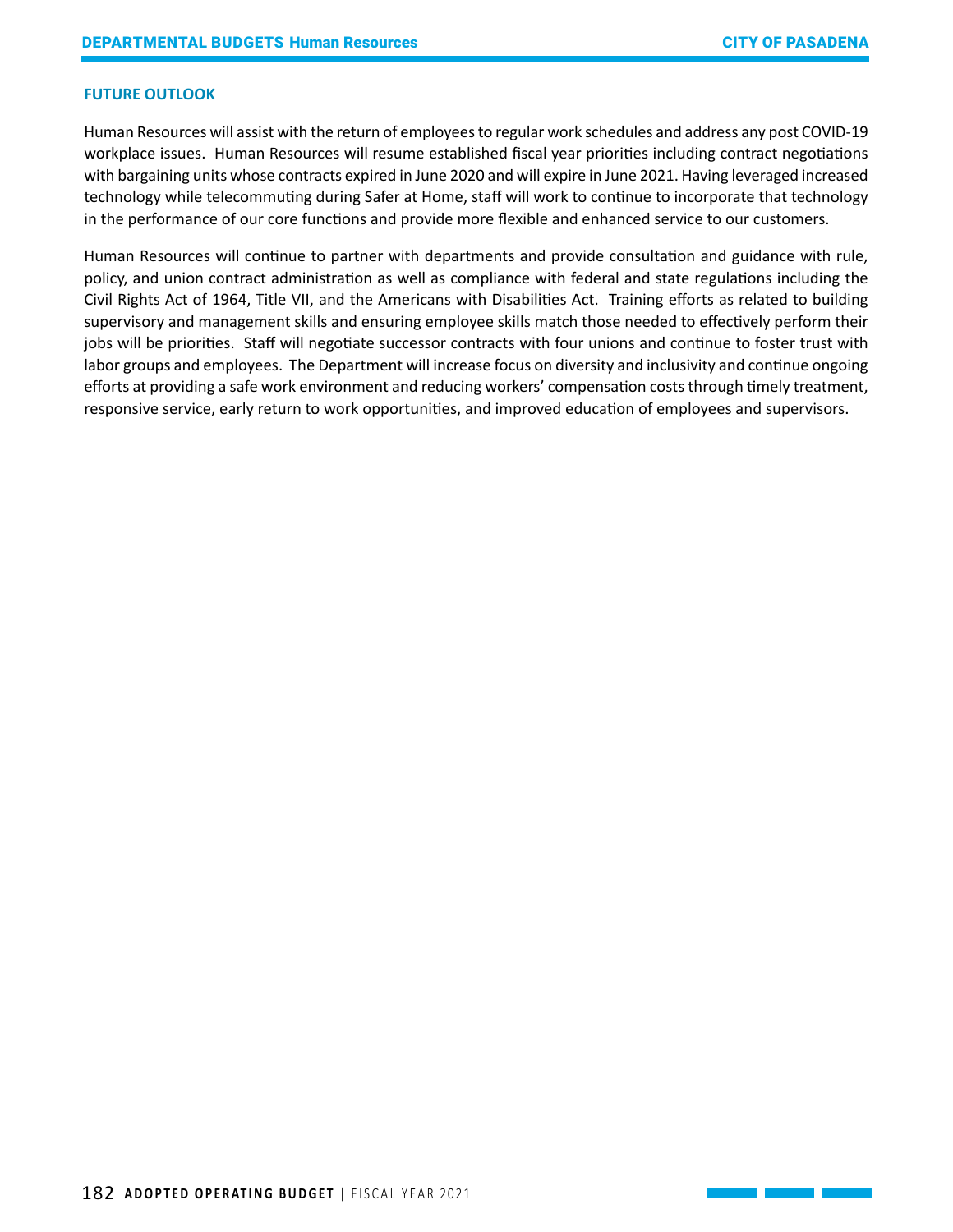## FUTURE OUTLOOK

Human Resources will assist with the return of employees to regular work schedules and address any post COVID-19 workplace issues. Human Resources will resume established fiscal year priorities including contract negotiations with bargaining units whose contracts expired in June 2020 and will expire in June 2021. Having leveraged increased technology while telecommuting during Safer at Home, staff will work to continue to incorporate that technology in the performance of our core functions and provide more flexible and enhanced service to our customers.

Human Resources will continue to partner with departments and provide consultation and guidance with rule, policy, and union contract administration as well as compliance with federal and state regulations including the Civil Rights Act of 1964, Title VII, and the Americans with Disabilities Act. Training efforts as related to building supervisory and management skills and ensuring employee skills match those needed to effectively perform their jobs will be priorities. Staff will negotiate successor contracts with four unions and continue to foster trust with labor groups and employees. The Department will increase focus on diversity and inclusivity and continue ongoing efforts at providing a safe work environment and reducing workers' compensation costs through timely treatment, responsive service, early return to work opportunities, and improved education of employees and supervisors.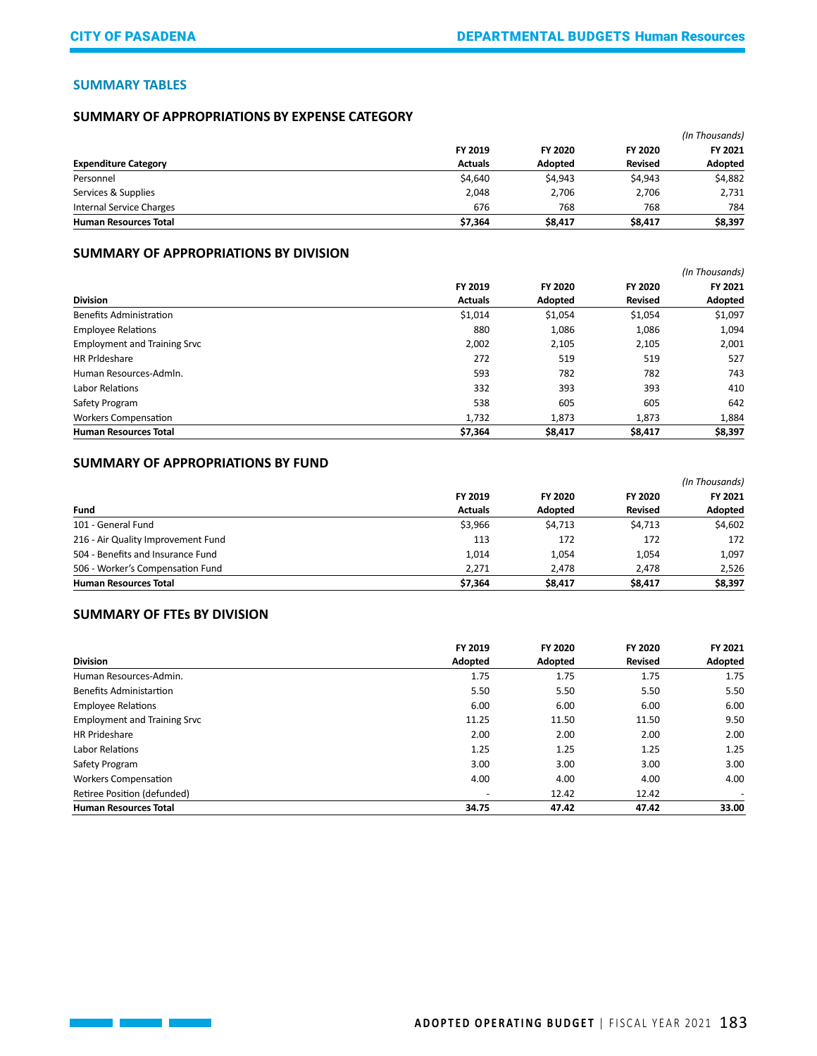## SUMMARY TABLES

### SUMMARY OF APPROPRIATIONS BY EXPENSE CATEGORY

*(In Thousands)*

| Expenditure Category | FY 2019 Actuals | FY 2020 Adopted | FY 2020 Revised | FY 2021 Adopted |
|---|---|---|---|---|
| Personnel | $4,640 | $4,943 | $4,943 | $4,882 |
| Services & Supplies | 2,048 | 2,706 | 2,706 | 2,731 |
| Internal Service Charges | 676 | 768 | 768 | 784 |
| **Human Resources Total** | **$7,364** | **$8,417** | **$8,417** | **$8,397** |

### SUMMARY OF APPROPRIATIONS BY DIVISION

*(In Thousands)*

| Division | FY 2019 Actuals | FY 2020 Adopted | FY 2020 Revised | FY 2021 Adopted |
|---|---|---|---|---|
| Benefits Administration | $1,014 | $1,054 | $1,054 | $1,097 |
| Employee Relations | 880 | 1,086 | 1,086 | 1,094 |
| Employment and Training Srvc | 2,002 | 2,105 | 2,105 | 2,001 |
| HR Prldeshare | 272 | 519 | 519 | 527 |
| Human Resources-Admln. | 593 | 782 | 782 | 743 |
| Labor Relations | 332 | 393 | 393 | 410 |
| Safety Program | 538 | 605 | 605 | 642 |
| Workers Compensation | 1,732 | 1,873 | 1,873 | 1,884 |
| **Human Resources Total** | **$7,364** | **$8,417** | **$8,417** | **$8,397** |

### SUMMARY OF APPROPRIATIONS BY FUND

*(In Thousands)*

| Fund | FY 2019 Actuals | FY 2020 Adopted | FY 2020 Revised | FY 2021 Adopted |
|---|---|---|---|---|
| 101 - General Fund | $3,966 | $4,713 | $4,713 | $4,602 |
| 216 - Air Quality Improvement Fund | 113 | 172 | 172 | 172 |
| 504 - Benefits and Insurance Fund | 1,014 | 1,054 | 1,054 | 1,097 |
| 506 - Worker's Compensation Fund | 2,271 | 2,478 | 2,478 | 2,526 |
| **Human Resources Total** | **$7,364** | **$8,417** | **$8,417** | **$8,397** |

### SUMMARY OF FTEs BY DIVISION

| Division | FY 2019 Adopted | FY 2020 Adopted | FY 2020 Revised | FY 2021 Adopted |
|---|---|---|---|---|
| Human Resources-Admin. | 1.75 | 1.75 | 1.75 | 1.75 |
| Benefits Administartion | 5.50 | 5.50 | 5.50 | 5.50 |
| Employee Relations | 6.00 | 6.00 | 6.00 | 6.00 |
| Employment and Training Srvc | 11.25 | 11.50 | 11.50 | 9.50 |
| HR Prideshare | 2.00 | 2.00 | 2.00 | 2.00 |
| Labor Relations | 1.25 | 1.25 | 1.25 | 1.25 |
| Safety Program | 3.00 | 3.00 | 3.00 | 3.00 |
| Workers Compensation | 4.00 | 4.00 | 4.00 | 4.00 |
| Retiree Position (defunded) | - | 12.42 | 12.42 | - |
| **Human Resources Total** | **34.75** | **47.42** | **47.42** | **33.00** |